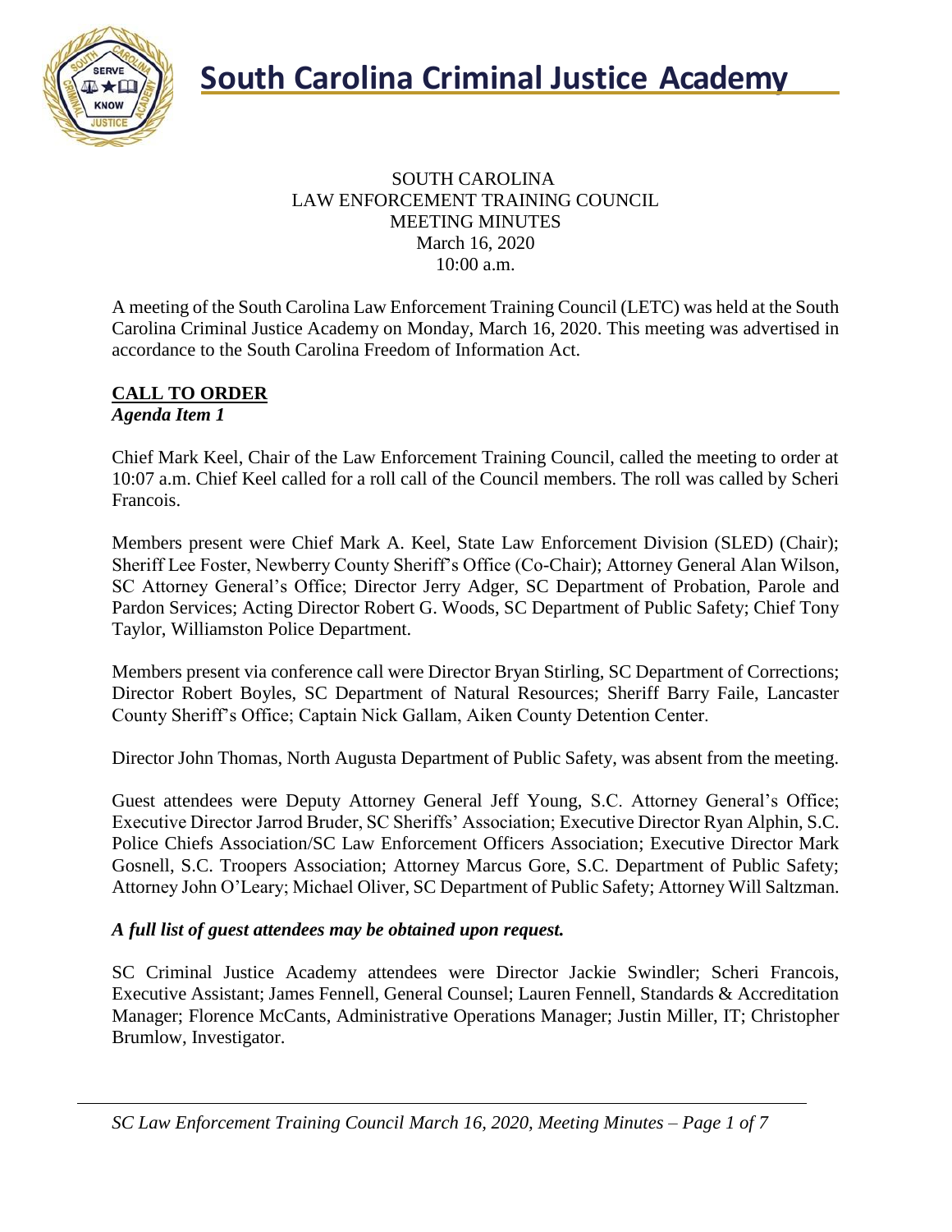# South Carolina Criminal Justice Academy

SOUTH CAROLINA
LAW ENFORCEMENT TRAINING COUNCIL
MEETING MINUTES
March 16, 2020
10:00 a.m.

A meeting of the South Carolina Law Enforcement Training Council (LETC) was held at the South Carolina Criminal Justice Academy on Monday, March 16, 2020. This meeting was advertised in accordance to the South Carolina Freedom of Information Act.

## CALL TO ORDER

*Agenda Item 1*

Chief Mark Keel, Chair of the Law Enforcement Training Council, called the meeting to order at 10:07 a.m. Chief Keel called for a roll call of the Council members. The roll was called by Scheri Francois.

Members present were Chief Mark A. Keel, State Law Enforcement Division (SLED) (Chair); Sheriff Lee Foster, Newberry County Sheriff's Office (Co-Chair); Attorney General Alan Wilson, SC Attorney General's Office; Director Jerry Adger, SC Department of Probation, Parole and Pardon Services; Acting Director Robert G. Woods, SC Department of Public Safety; Chief Tony Taylor, Williamston Police Department.

Members present via conference call were Director Bryan Stirling, SC Department of Corrections; Director Robert Boyles, SC Department of Natural Resources; Sheriff Barry Faile, Lancaster County Sheriff's Office; Captain Nick Gallam, Aiken County Detention Center.

Director John Thomas, North Augusta Department of Public Safety, was absent from the meeting.

Guest attendees were Deputy Attorney General Jeff Young, S.C. Attorney General's Office; Executive Director Jarrod Bruder, SC Sheriffs' Association; Executive Director Ryan Alphin, S.C. Police Chiefs Association/SC Law Enforcement Officers Association; Executive Director Mark Gosnell, S.C. Troopers Association; Attorney Marcus Gore, S.C. Department of Public Safety; Attorney John O'Leary; Michael Oliver, SC Department of Public Safety; Attorney Will Saltzman.

***A full list of guest attendees may be obtained upon request.***

SC Criminal Justice Academy attendees were Director Jackie Swindler; Scheri Francois, Executive Assistant; James Fennell, General Counsel; Lauren Fennell, Standards & Accreditation Manager; Florence McCants, Administrative Operations Manager; Justin Miller, IT; Christopher Brumlow, Investigator.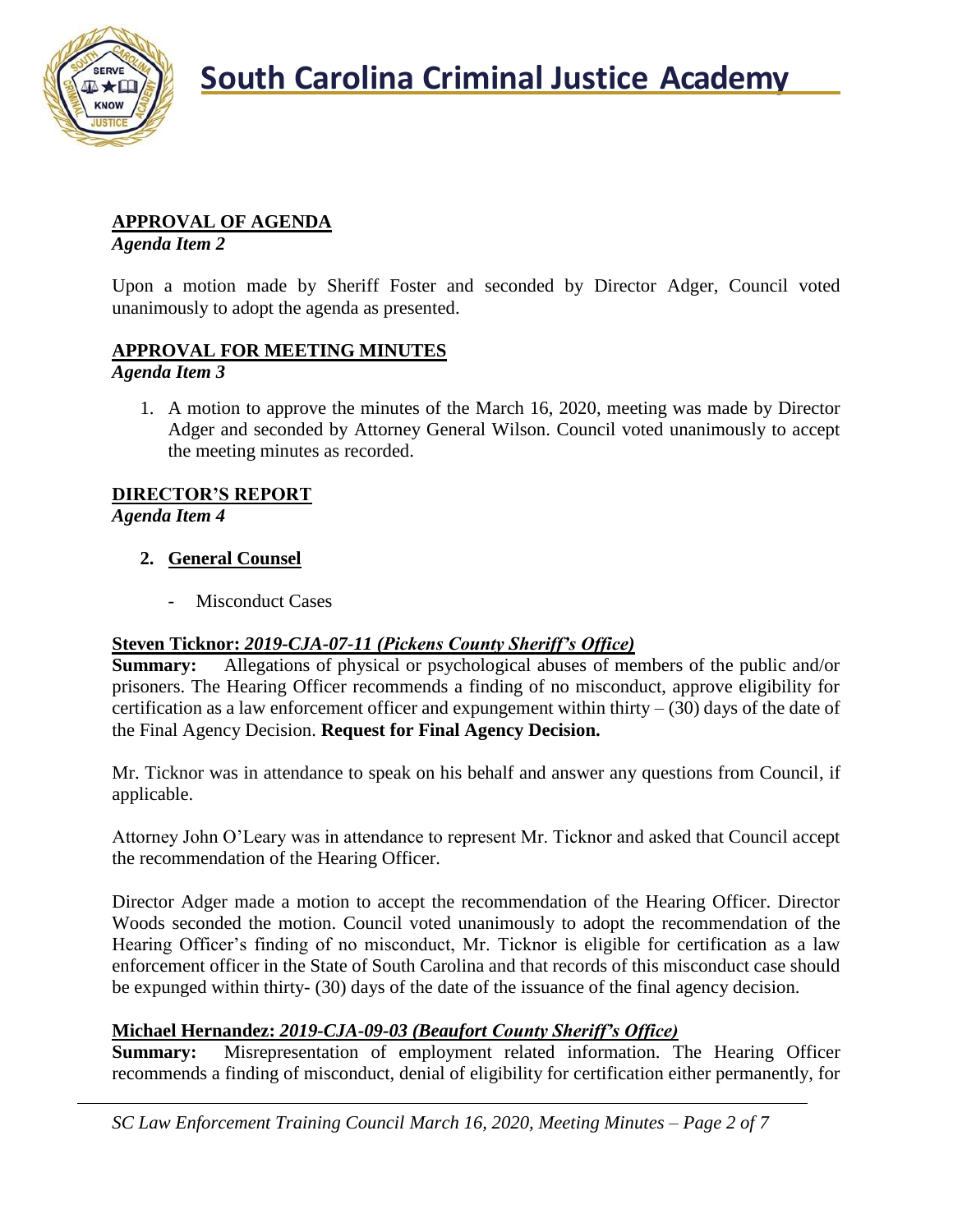## APPROVAL OF AGENDA

*Agenda Item 2*

Upon a motion made by Sheriff Foster and seconded by Director Adger, Council voted unanimously to adopt the agenda as presented.

## APPROVAL FOR MEETING MINUTES

*Agenda Item 3*

1. A motion to approve the minutes of the March 16, 2020, meeting was made by Director Adger and seconded by Attorney General Wilson. Council voted unanimously to accept the meeting minutes as recorded.

## DIRECTOR'S REPORT

*Agenda Item 4*

2. **General Counsel**

   - Misconduct Cases

### Steven Ticknor: *2019-CJA-07-11 (Pickens County Sheriff's Office)*

**Summary:** Allegations of physical or psychological abuses of members of the public and/or prisoners. The Hearing Officer recommends a finding of no misconduct, approve eligibility for certification as a law enforcement officer and expungement within thirty – (30) days of the date of the Final Agency Decision. **Request for Final Agency Decision.**

Mr. Ticknor was in attendance to speak on his behalf and answer any questions from Council, if applicable.

Attorney John O'Leary was in attendance to represent Mr. Ticknor and asked that Council accept the recommendation of the Hearing Officer.

Director Adger made a motion to accept the recommendation of the Hearing Officer. Director Woods seconded the motion. Council voted unanimously to adopt the recommendation of the Hearing Officer's finding of no misconduct, Mr. Ticknor is eligible for certification as a law enforcement officer in the State of South Carolina and that records of this misconduct case should be expunged within thirty- (30) days of the date of the issuance of the final agency decision.

### Michael Hernandez: *2019-CJA-09-03 (Beaufort County Sheriff's Office)*

**Summary:** Misrepresentation of employment related information. The Hearing Officer recommends a finding of misconduct, denial of eligibility for certification either permanently, for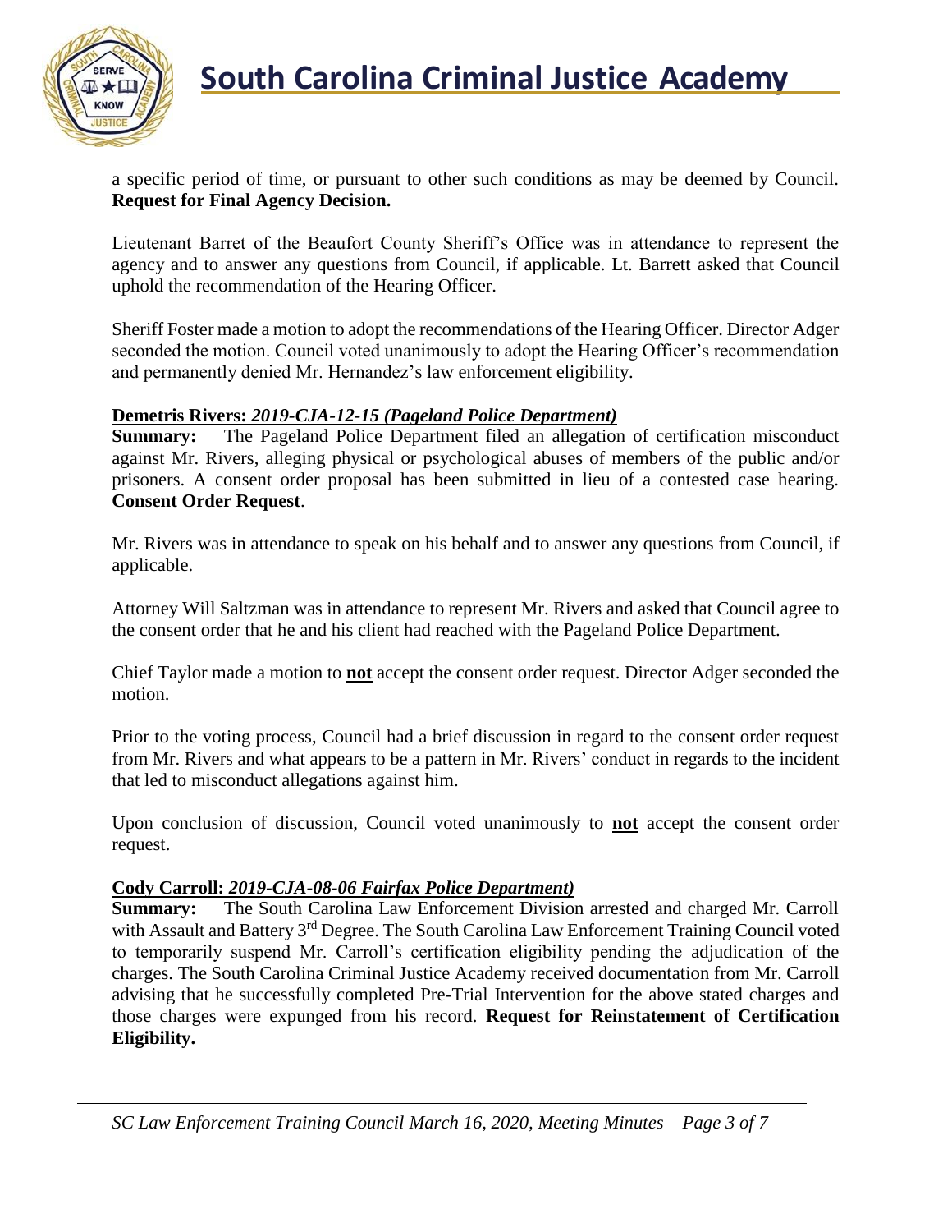a specific period of time, or pursuant to other such conditions as may be deemed by Council. **Request for Final Agency Decision.**

Lieutenant Barret of the Beaufort County Sheriff's Office was in attendance to represent the agency and to answer any questions from Council, if applicable. Lt. Barrett asked that Council uphold the recommendation of the Hearing Officer.

Sheriff Foster made a motion to adopt the recommendations of the Hearing Officer. Director Adger seconded the motion. Council voted unanimously to adopt the Hearing Officer's recommendation and permanently denied Mr. Hernandez's law enforcement eligibility.

**Demetris Rivers:** ***2019-CJA-12-15 (Pageland Police Department)***

**Summary:** The Pageland Police Department filed an allegation of certification misconduct against Mr. Rivers, alleging physical or psychological abuses of members of the public and/or prisoners. A consent order proposal has been submitted in lieu of a contested case hearing. **Consent Order Request**.

Mr. Rivers was in attendance to speak on his behalf and to answer any questions from Council, if applicable.

Attorney Will Saltzman was in attendance to represent Mr. Rivers and asked that Council agree to the consent order that he and his client had reached with the Pageland Police Department.

Chief Taylor made a motion to **not** accept the consent order request. Director Adger seconded the motion.

Prior to the voting process, Council had a brief discussion in regard to the consent order request from Mr. Rivers and what appears to be a pattern in Mr. Rivers' conduct in regards to the incident that led to misconduct allegations against him.

Upon conclusion of discussion, Council voted unanimously to **not** accept the consent order request.

**Cody Carroll:** ***2019-CJA-08-06 Fairfax Police Department)***

**Summary:** The South Carolina Law Enforcement Division arrested and charged Mr. Carroll with Assault and Battery 3rd Degree. The South Carolina Law Enforcement Training Council voted to temporarily suspend Mr. Carroll's certification eligibility pending the adjudication of the charges. The South Carolina Criminal Justice Academy received documentation from Mr. Carroll advising that he successfully completed Pre-Trial Intervention for the above stated charges and those charges were expunged from his record. **Request for Reinstatement of Certification Eligibility.**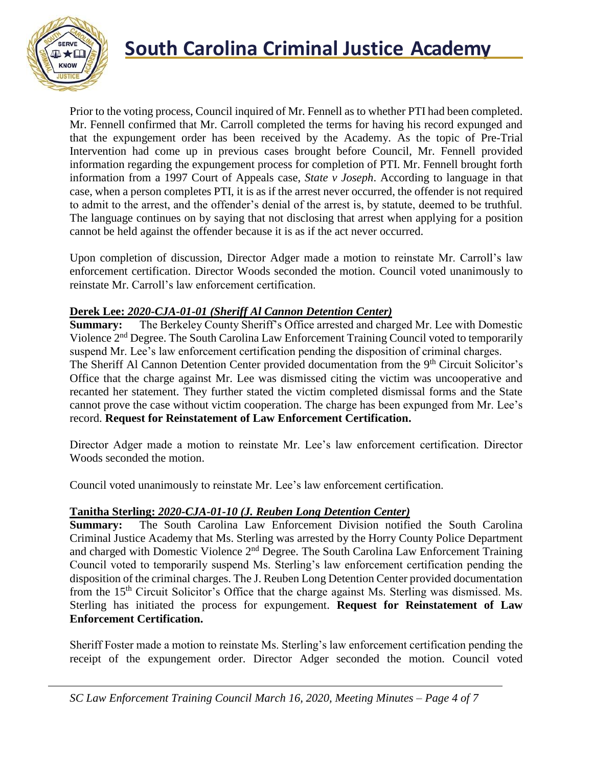Prior to the voting process, Council inquired of Mr. Fennell as to whether PTI had been completed. Mr. Fennell confirmed that Mr. Carroll completed the terms for having his record expunged and that the expungement order has been received by the Academy. As the topic of Pre-Trial Intervention had come up in previous cases brought before Council, Mr. Fennell provided information regarding the expungement process for completion of PTI. Mr. Fennell brought forth information from a 1997 Court of Appeals case, *State v Joseph*. According to language in that case, when a person completes PTI, it is as if the arrest never occurred, the offender is not required to admit to the arrest, and the offender's denial of the arrest is, by statute, deemed to be truthful. The language continues on by saying that not disclosing that arrest when applying for a position cannot be held against the offender because it is as if the act never occurred.

Upon completion of discussion, Director Adger made a motion to reinstate Mr. Carroll's law enforcement certification. Director Woods seconded the motion. Council voted unanimously to reinstate Mr. Carroll's law enforcement certification.

**Derek Lee:** ***2020-CJA-01-01 (Sheriff Al Cannon Detention Center)***

**Summary:** The Berkeley County Sheriff's Office arrested and charged Mr. Lee with Domestic Violence 2nd Degree. The South Carolina Law Enforcement Training Council voted to temporarily suspend Mr. Lee's law enforcement certification pending the disposition of criminal charges. The Sheriff Al Cannon Detention Center provided documentation from the 9th Circuit Solicitor's Office that the charge against Mr. Lee was dismissed citing the victim was uncooperative and recanted her statement. They further stated the victim completed dismissal forms and the State cannot prove the case without victim cooperation. The charge has been expunged from Mr. Lee's record. **Request for Reinstatement of Law Enforcement Certification.**

Director Adger made a motion to reinstate Mr. Lee's law enforcement certification. Director Woods seconded the motion.

Council voted unanimously to reinstate Mr. Lee's law enforcement certification.

**Tanitha Sterling:** ***2020-CJA-01-10 (J. Reuben Long Detention Center)***

**Summary:** The South Carolina Law Enforcement Division notified the South Carolina Criminal Justice Academy that Ms. Sterling was arrested by the Horry County Police Department and charged with Domestic Violence 2nd Degree. The South Carolina Law Enforcement Training Council voted to temporarily suspend Ms. Sterling's law enforcement certification pending the disposition of the criminal charges. The J. Reuben Long Detention Center provided documentation from the 15th Circuit Solicitor's Office that the charge against Ms. Sterling was dismissed. Ms. Sterling has initiated the process for expungement. **Request for Reinstatement of Law Enforcement Certification.**

Sheriff Foster made a motion to reinstate Ms. Sterling's law enforcement certification pending the receipt of the expungement order. Director Adger seconded the motion. Council voted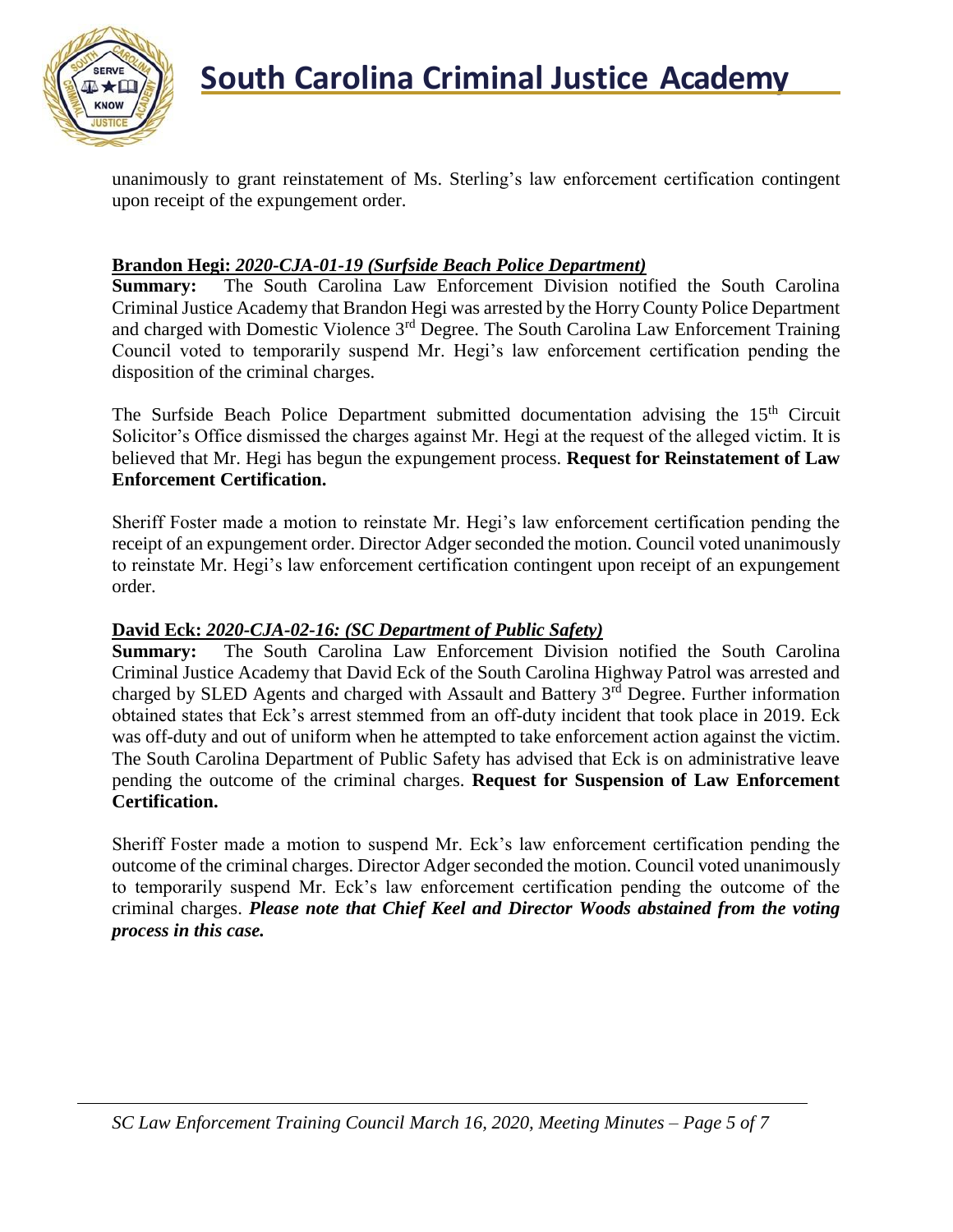unanimously to grant reinstatement of Ms. Sterling's law enforcement certification contingent upon receipt of the expungement order.

**Brandon Hegi:** ***2020-CJA-01-19 (Surfside Beach Police Department)***

**Summary:** The South Carolina Law Enforcement Division notified the South Carolina Criminal Justice Academy that Brandon Hegi was arrested by the Horry County Police Department and charged with Domestic Violence 3rd Degree. The South Carolina Law Enforcement Training Council voted to temporarily suspend Mr. Hegi's law enforcement certification pending the disposition of the criminal charges.

The Surfside Beach Police Department submitted documentation advising the 15th Circuit Solicitor's Office dismissed the charges against Mr. Hegi at the request of the alleged victim. It is believed that Mr. Hegi has begun the expungement process. **Request for Reinstatement of Law Enforcement Certification.**

Sheriff Foster made a motion to reinstate Mr. Hegi's law enforcement certification pending the receipt of an expungement order. Director Adger seconded the motion. Council voted unanimously to reinstate Mr. Hegi's law enforcement certification contingent upon receipt of an expungement order.

**David Eck:** ***2020-CJA-02-16: (SC Department of Public Safety)***

**Summary:** The South Carolina Law Enforcement Division notified the South Carolina Criminal Justice Academy that David Eck of the South Carolina Highway Patrol was arrested and charged by SLED Agents and charged with Assault and Battery 3rd Degree. Further information obtained states that Eck's arrest stemmed from an off-duty incident that took place in 2019. Eck was off-duty and out of uniform when he attempted to take enforcement action against the victim. The South Carolina Department of Public Safety has advised that Eck is on administrative leave pending the outcome of the criminal charges. **Request for Suspension of Law Enforcement Certification.**

Sheriff Foster made a motion to suspend Mr. Eck's law enforcement certification pending the outcome of the criminal charges. Director Adger seconded the motion. Council voted unanimously to temporarily suspend Mr. Eck's law enforcement certification pending the outcome of the criminal charges. ***Please note that Chief Keel and Director Woods abstained from the voting process in this case.***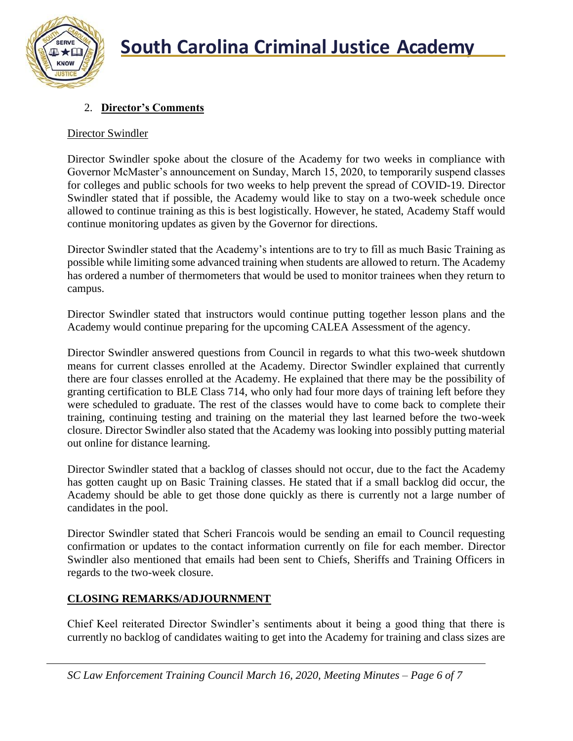2. **Director's Comments**

Director Swindler

Director Swindler spoke about the closure of the Academy for two weeks in compliance with Governor McMaster's announcement on Sunday, March 15, 2020, to temporarily suspend classes for colleges and public schools for two weeks to help prevent the spread of COVID-19. Director Swindler stated that if possible, the Academy would like to stay on a two-week schedule once allowed to continue training as this is best logistically. However, he stated, Academy Staff would continue monitoring updates as given by the Governor for directions.

Director Swindler stated that the Academy's intentions are to try to fill as much Basic Training as possible while limiting some advanced training when students are allowed to return. The Academy has ordered a number of thermometers that would be used to monitor trainees when they return to campus.

Director Swindler stated that instructors would continue putting together lesson plans and the Academy would continue preparing for the upcoming CALEA Assessment of the agency.

Director Swindler answered questions from Council in regards to what this two-week shutdown means for current classes enrolled at the Academy. Director Swindler explained that currently there are four classes enrolled at the Academy. He explained that there may be the possibility of granting certification to BLE Class 714, who only had four more days of training left before they were scheduled to graduate. The rest of the classes would have to come back to complete their training, continuing testing and training on the material they last learned before the two-week closure. Director Swindler also stated that the Academy was looking into possibly putting material out online for distance learning.

Director Swindler stated that a backlog of classes should not occur, due to the fact the Academy has gotten caught up on Basic Training classes. He stated that if a small backlog did occur, the Academy should be able to get those done quickly as there is currently not a large number of candidates in the pool.

Director Swindler stated that Scheri Francois would be sending an email to Council requesting confirmation or updates to the contact information currently on file for each member. Director Swindler also mentioned that emails had been sent to Chiefs, Sheriffs and Training Officers in regards to the two-week closure.

**CLOSING REMARKS/ADJOURNMENT**

Chief Keel reiterated Director Swindler's sentiments about it being a good thing that there is currently no backlog of candidates waiting to get into the Academy for training and class sizes are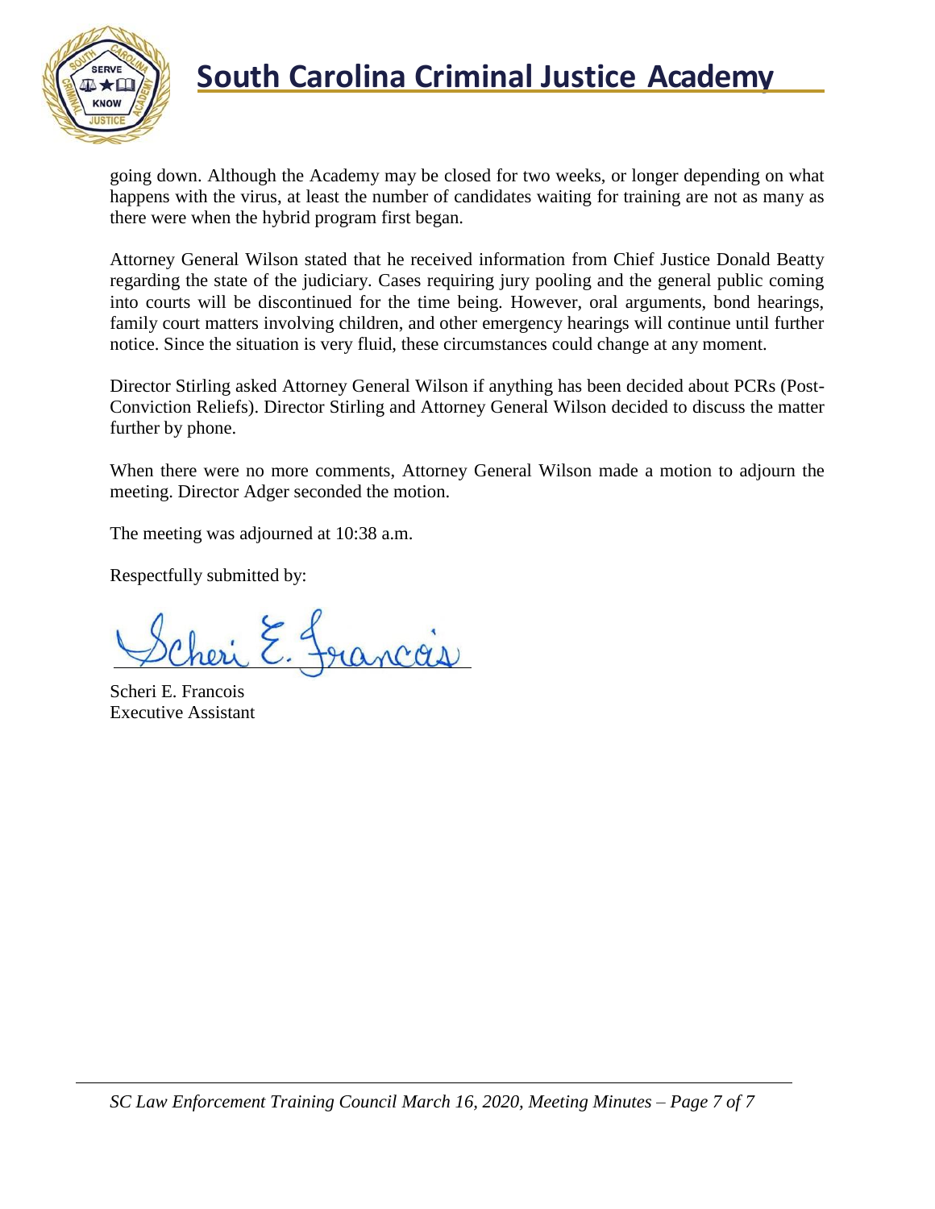going down. Although the Academy may be closed for two weeks, or longer depending on what happens with the virus, at least the number of candidates waiting for training are not as many as there were when the hybrid program first began.

Attorney General Wilson stated that he received information from Chief Justice Donald Beatty regarding the state of the judiciary. Cases requiring jury pooling and the general public coming into courts will be discontinued for the time being. However, oral arguments, bond hearings, family court matters involving children, and other emergency hearings will continue until further notice. Since the situation is very fluid, these circumstances could change at any moment.

Director Stirling asked Attorney General Wilson if anything has been decided about PCRs (Post-Conviction Reliefs). Director Stirling and Attorney General Wilson decided to discuss the matter further by phone.

When there were no more comments, Attorney General Wilson made a motion to adjourn the meeting. Director Adger seconded the motion.

The meeting was adjourned at 10:38 a.m.

Respectfully submitted by:

Scheri E. Francois
Executive Assistant